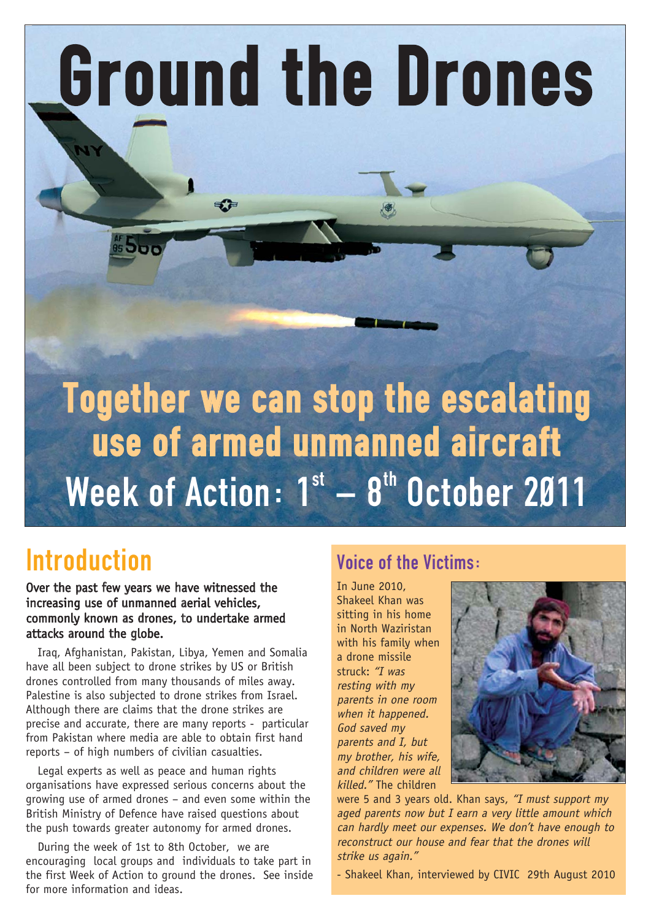# Ground the Drones

## Together we can stop the escalating use of armed unmanned aircraft

## Week of Action: 1st – 8th October 2011

## Introduction

**Over the past few years we have witnessed the increasing use of unmanned aerial vehicles, commonly known as drones, to undertake armed attacks around the globe.**

Iraq, Afghanistan, Pakistan, Libya, Yemen and Somalia have all been subject to drone strikes by US or British drones controlled from many thousands of miles away. Palestine is also subjected to drone strikes from Israel. Although there are claims that the drone strikes are precise and accurate, there are many reports - particular from Pakistan where media are able to obtain first hand reports – of high numbers of civilian casualties.

Legal experts as well as peace and human rights organisations have expressed serious concerns about the growing use of armed drones – and even some within the British Ministry of Defence have raised questions about the push towards greater autonomy for armed drones.

During the week of 1st to 8th October, we are encouraging local groups and individuals to take part in the first Week of Action to ground the drones. See inside for more information and ideas.

### Voice of the Victims:

In June 2010, Shakeel Khan was sitting in his home in North Waziristan with his family when a drone missile struck: *"I was resting with my parents in one room when it happened. God saved my parents and I, but my brother, his wife, and children were all killed."* The children were 5 and 3 years old. Khan says, *"I must support my aged parents now but I earn a very little amount which can hardly meet our expenses. We don't have enough to reconstruct our house and fear that the drones will strike us again."*

- Shakeel Khan, interviewed by CIVIC 29th August 2010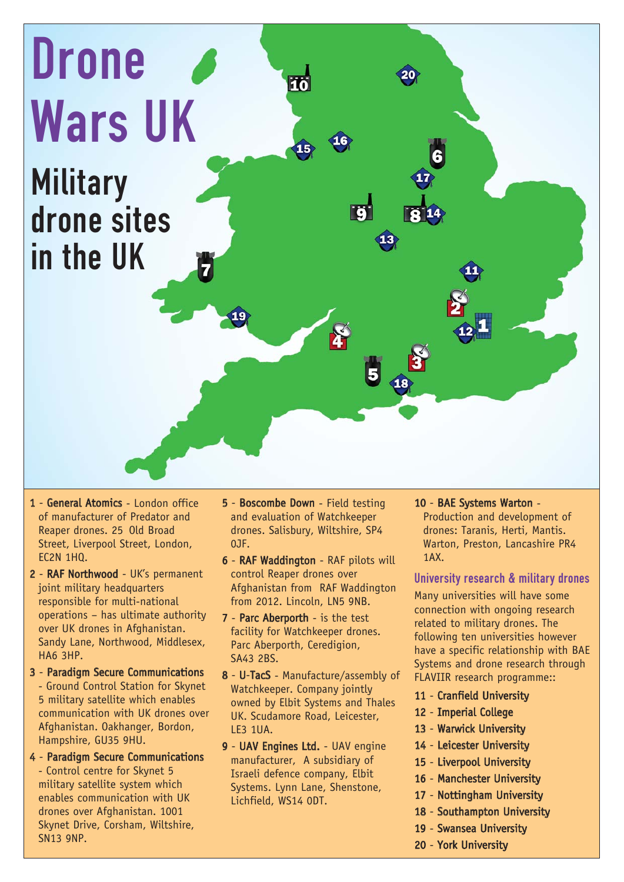# Drone Wars UK

## Military drone sites in the UK

1 - **General Atomics** - London office of manufacturer of Predator and Reaper drones. 25 Old Broad Street, Liverpool Street, London, EC2N 1HQ.

2 - **RAF Northwood** - UK's permanent joint military headquarters responsible for multi-national operations – has ultimate authority over UK drones in Afghanistan. Sandy Lane, Northwood, Middlesex, HA6 3HP.

3 - **Paradigm Secure Communications** - Ground Control Station for Skynet 5 military satellite which enables communication with UK drones over Afghanistan. Oakhanger, Bordon, Hampshire, GU35 9HU.

4 - **Paradigm Secure Communications** - Control centre for Skynet 5 military satellite system which enables communication with UK drones over Afghanistan. 1001 Skynet Drive, Corsham, Wiltshire, SN13 9NP.

5 - **Boscombe Down** - Field testing and evaluation of Watchkeeper drones. Salisbury, Wiltshire, SP4 0JF.

6 - **RAF Waddington** - RAF pilots will control Reaper drones over Afghanistan from RAF Waddington from 2012. Lincoln, LN5 9NB.

7 - **Parc Aberporth** - is the test facility for Watchkeeper drones. Parc Aberporth, Ceredigion, SA43 2BS.

8 - **U-TacS** - Manufacture/assembly of Watchkeeper. Company jointly owned by Elbit Systems and Thales UK. Scudamore Road, Leicester, LE3 1UA.

9 - **UAV Engines Ltd.** - UAV engine manufacturer, A subsidiary of Israeli defence company, Elbit Systems. Lynn Lane, Shenstone, Lichfield, WS14 0DT.

10 - **BAE Systems Warton** - Production and development of drones: Taranis, Herti, Mantis. Warton, Preston, Lancashire PR4 1AX.

### University research & military drones

Many universities will have some connection with ongoing research related to military drones. The following ten universities however have a specific relationship with BAE Systems and drone research through FLAVIIR research programme::

11 - **Cranfield University**

12 - **Imperial College**

13 - **Warwick University**

14 - **Leicester University**

15 - **Liverpool University**

16 - **Manchester University**

17 - **Nottingham University**

18 - **Southampton University**

19 - **Swansea University**

20 - **York University**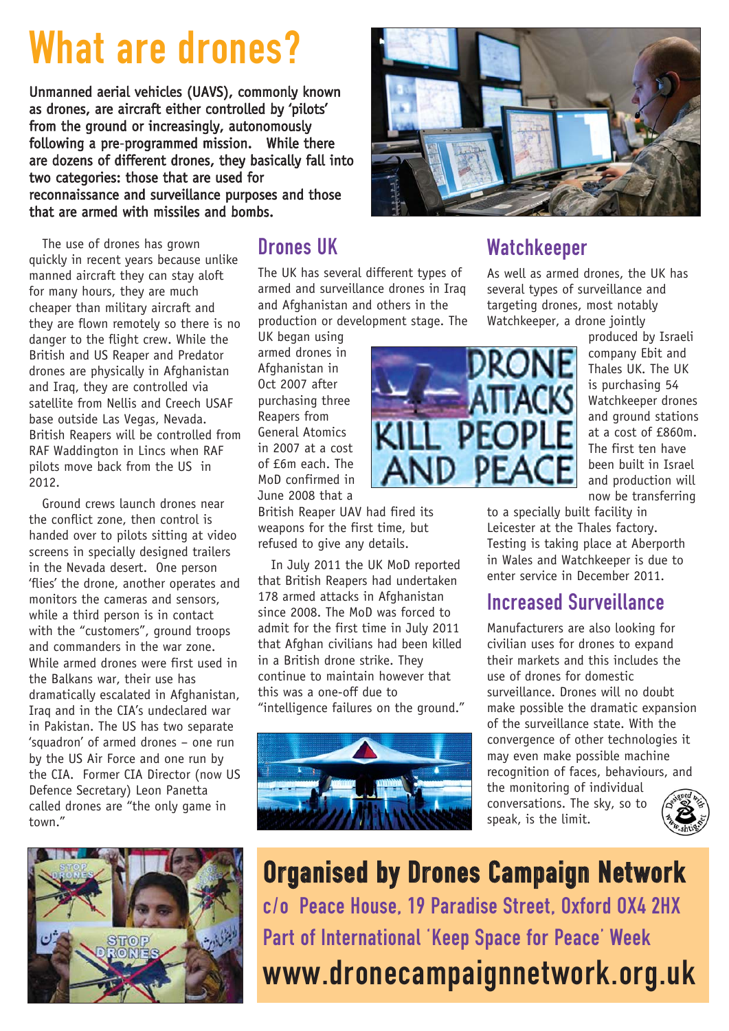# What are drones?

**Unmanned aerial vehicles (UAVS), commonly known as drones, are aircraft either controlled by 'pilots' from the ground or increasingly, autonomously following a pre-programmed mission. While there are dozens of different drones, they basically fall into two categories: those that are used for reconnaissance and surveillance purposes and those that are armed with missiles and bombs.**

The use of drones has grown quickly in recent years because unlike manned aircraft they can stay aloft for many hours, they are much cheaper than military aircraft and they are flown remotely so there is no danger to the flight crew. While the British and US Reaper and Predator drones are physically in Afghanistan and Iraq, they are controlled via satellite from Nellis and Creech USAF base outside Las Vegas, Nevada. British Reapers will be controlled from RAF Waddington in Lincs when RAF pilots move back from the US in 2012.

Ground crews launch drones near the conflict zone, then control is handed over to pilots sitting at video screens in specially designed trailers in the Nevada desert. One person 'flies' the drone, another operates and monitors the cameras and sensors, while a third person is in contact with the "customers", ground troops and commanders in the war zone. While armed drones were first used in the Balkans war, their use has dramatically escalated in Afghanistan, Iraq and in the CIA's undeclared war in Pakistan. The US has two separate 'squadron' of armed drones – one run by the US Air Force and one run by the CIA. Former CIA Director (now US Defence Secretary) Leon Panetta called drones are "the only game in town."

## Drones UK

The UK has several different types of armed and surveillance drones in Iraq and Afghanistan and others in the production or development stage. The UK began using armed drones in Afghanistan in Oct 2007 after purchasing three Reapers from General Atomics in 2007 at a cost of £6m each. The MoD confirmed in June 2008 that a British Reaper UAV had fired its weapons for the first time, but refused to give any details.

DRONE ATTACKS KILL PEOPLE AND PEACE

In July 2011 the UK MoD reported that British Reapers had undertaken 178 armed attacks in Afghanistan since 2008. The MoD was forced to admit for the first time in July 2011 that Afghan civilians had been killed in a British drone strike. They continue to maintain however that this was a one-off due to "intelligence failures on the ground."

## Watchkeeper

As well as armed drones, the UK has several types of surveillance and targeting drones, most notably Watchkeeper, a drone jointly produced by Israeli company Ebit and Thales UK. The UK is purchasing 54 Watchkeeper drones and ground stations at a cost of £860m. The first ten have been built in Israel and production will now be transferring to a specially built facility in Leicester at the Thales factory. Testing is taking place at Aberporth in Wales and Watchkeeper is due to enter service in December 2011.

## Increased Surveillance

Manufacturers are also looking for civilian uses for drones to expand their markets and this includes the use of drones for domestic surveillance. Drones will no doubt make possible the dramatic expansion of the surveillance state. With the convergence of other technologies it may even make possible machine recognition of faces, behaviours, and the monitoring of individual conversations. The sky, so to speak, is the limit.

## Organised by Drones Campaign Network

c/o Peace House, 19 Paradise Street, Oxford OX4 2HX

Part of International 'Keep Space for Peace' Week

**www.dronecampaignnetwork.org.uk**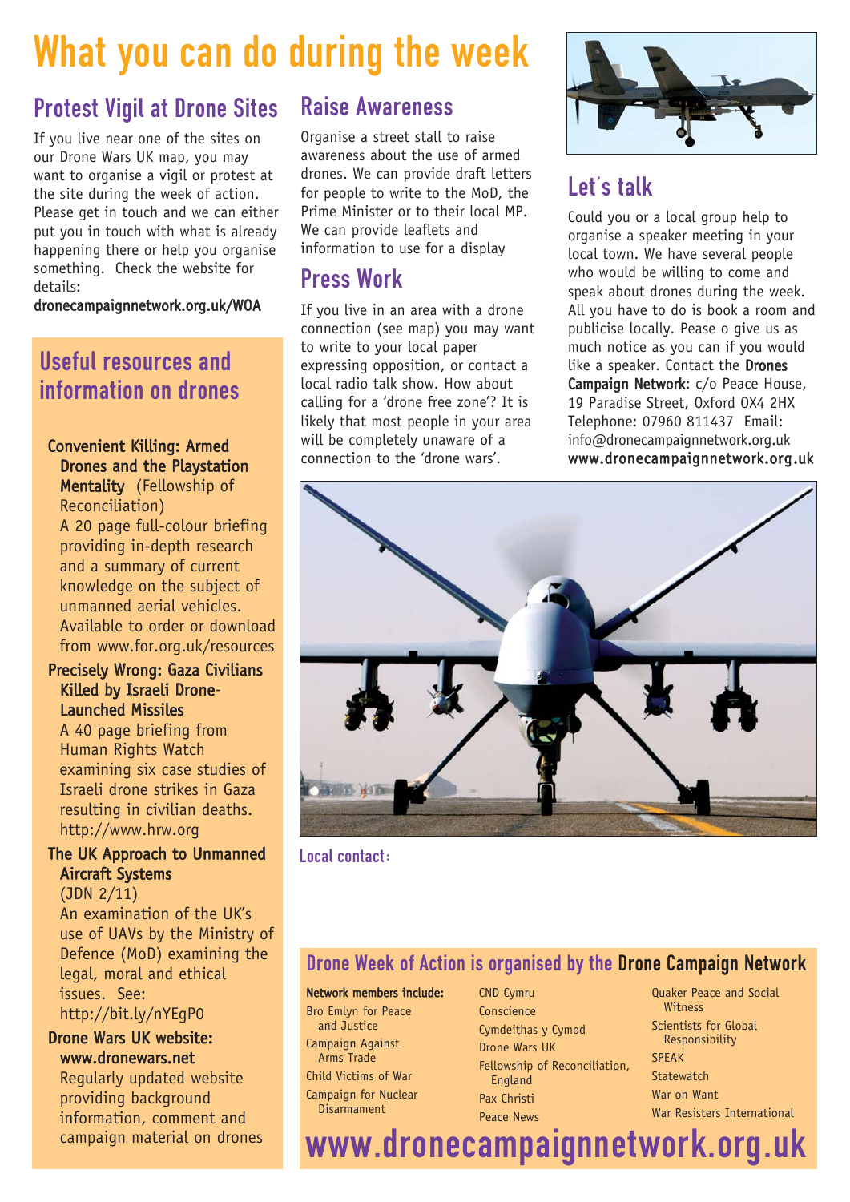# What you can do during the week

## Protest Vigil at Drone Sites

If you live near one of the sites on our Drone Wars UK map, you may want to organise a vigil or protest at the site during the week of action. Please get in touch and we can either put you in touch with what is already happening there or help you organise something. Check the website for details:

**dronecampaignnetwork.org.uk/WOA**

## Useful resources and information on drones

- **Convenient Killing: Armed Drones and the Playstation Mentality** (Fellowship of Reconciliation)
  A 20 page full-colour briefing providing in-depth research and a summary of current knowledge on the subject of unmanned aerial vehicles. Available to order or download from www.for.org.uk/resources
- **Precisely Wrong: Gaza Civilians Killed by Israeli Drone-Launched Missiles**
  A 40 page briefing from Human Rights Watch examining six case studies of Israeli drone strikes in Gaza resulting in civilian deaths. http://www.hrw.org
- **The UK Approach to Unmanned Aircraft Systems**
  (JDN 2/11)
  An examination of the UK's use of UAVs by the Ministry of Defence (MoD) examining the legal, moral and ethical issues. See: http://bit.ly/nYEgP0
- **Drone Wars UK website: www.dronewars.net**
  Regularly updated website providing background information, comment and campaign material on drones

## Raise Awareness

Organise a street stall to raise awareness about the use of armed drones. We can provide draft letters for people to write to the MoD, the Prime Minister or to their local MP. We can provide leaflets and information to use for a display

## Press Work

If you live in an area with a drone connection (see map) you may want to write to your local paper expressing opposition, or contact a local radio talk show. How about calling for a 'drone free zone'? It is likely that most people in your area will be completely unaware of a connection to the 'drone wars'.

## Let's talk

Could you or a local group help to organise a speaker meeting in your local town. We have several people who would be willing to come and speak about drones during the week. All you have to do is book a room and publicise locally. Pease o give us as much notice as you can if you would like a speaker. Contact the **Drones Campaign Network**: c/o Peace House, 19 Paradise Street, Oxford OX4 2HX Telephone: 07960 811437 Email: info@dronecampaignnetwork.org.uk **www.dronecampaignnetwork.org.uk**

**Local contact:**

## Drone Week of Action is organised by the Drone Campaign Network

**Network members include:**

- Bro Emlyn for Peace and Justice
- Campaign Against Arms Trade
- Child Victims of War
- Campaign for Nuclear Disarmament
- CND Cymru
- Conscience
- Cymdeithas y Cymod
- Drone Wars UK
- Fellowship of Reconciliation, England
- Pax Christi
- Peace News
- Quaker Peace and Social Witness
- Scientists for Global Responsibility
- SPEAK
- Statewatch
- War on Want
- War Resisters International

# www.dronecampaignnetwork.org.uk